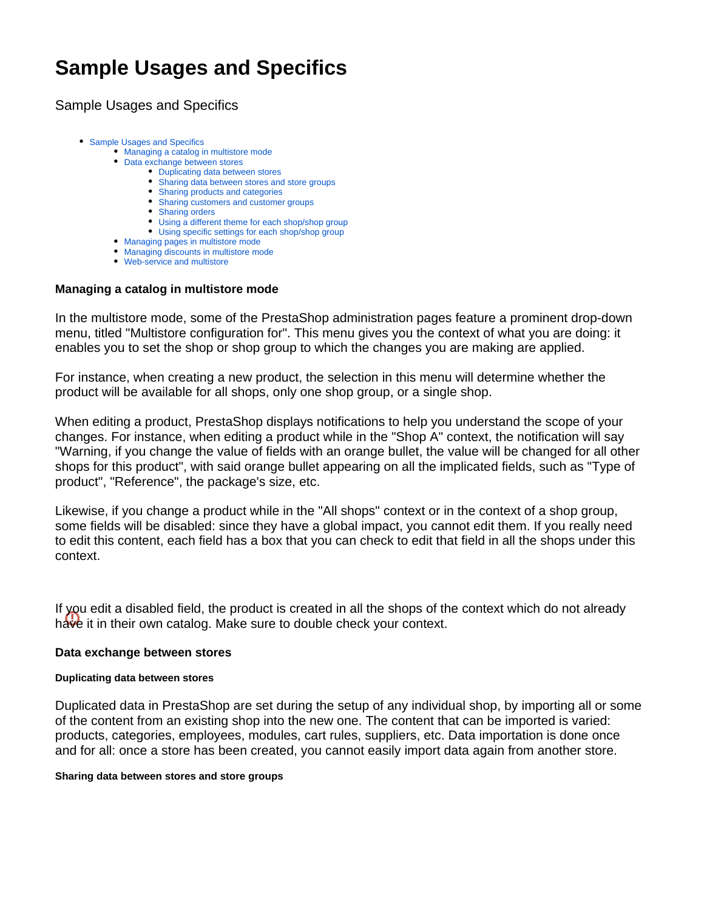# Sample Usages and Specifics

Sample Usages and Specifics

- Sample Usages and Specifics
  - Managing a catalog in multistore mode
  - Data exchange between stores
    - Duplicating data between stores
    - Sharing data between stores and store groups
    - Sharing products and categories
    - Sharing customers and customer groups
    - Sharing orders
    - Using a different theme for each shop/shop group
    - Using specific settings for each shop/shop group
  - Managing pages in multistore mode
  - Managing discounts in multistore mode
  - Web-service and multistore

### Managing a catalog in multistore mode

In the multistore mode, some of the PrestaShop administration pages feature a prominent drop-down menu, titled "Multistore configuration for". This menu gives you the context of what you are doing: it enables you to set the shop or shop group to which the changes you are making are applied.

For instance, when creating a new product, the selection in this menu will determine whether the product will be available for all shops, only one shop group, or a single shop.

When editing a product, PrestaShop displays notifications to help you understand the scope of your changes. For instance, when editing a product while in the "Shop A" context, the notification will say "Warning, if you change the value of fields with an orange bullet, the value will be changed for all other shops for this product", with said orange bullet appearing on all the implicated fields, such as "Type of product", "Reference", the package's size, etc.

Likewise, if you change a product while in the "All shops" context or in the context of a shop group, some fields will be disabled: since they have a global impact, you cannot edit them. If you really need to edit this content, each field has a box that you can check to edit that field in all the shops under this context.

If you edit a disabled field, the product is created in all the shops of the context which do not already have it in their own catalog. Make sure to double check your context.

### Data exchange between stores

#### Duplicating data between stores

Duplicated data in PrestaShop are set during the setup of any individual shop, by importing all or some of the content from an existing shop into the new one. The content that can be imported is varied: products, categories, employees, modules, cart rules, suppliers, etc. Data importation is done once and for all: once a store has been created, you cannot easily import data again from another store.

#### Sharing data between stores and store groups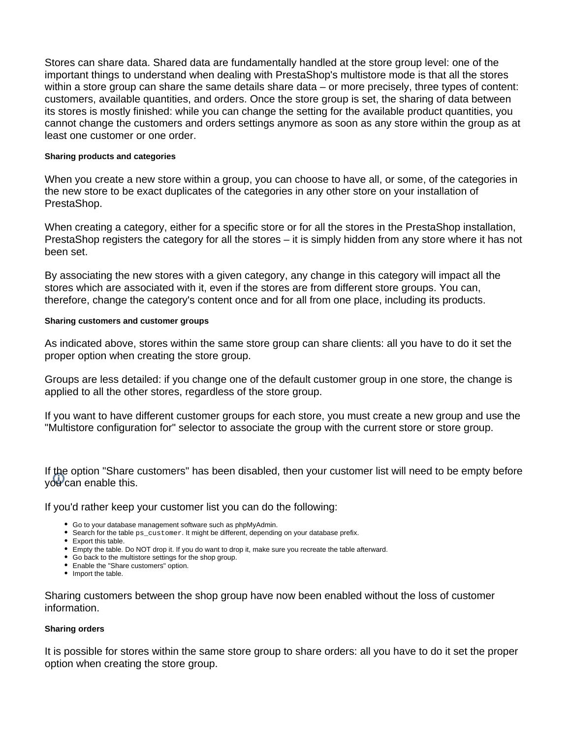Stores can share data. Shared data are fundamentally handled at the store group level: one of the important things to understand when dealing with PrestaShop's multistore mode is that all the stores within a store group can share the same details share data – or more precisely, three types of content: customers, available quantities, and orders. Once the store group is set, the sharing of data between its stores is mostly finished: while you can change the setting for the available product quantities, you cannot change the customers and orders settings anymore as soon as any store within the group as at least one customer or one order.

#### Sharing products and categories

When you create a new store within a group, you can choose to have all, or some, of the categories in the new store to be exact duplicates of the categories in any other store on your installation of PrestaShop.

When creating a category, either for a specific store or for all the stores in the PrestaShop installation, PrestaShop registers the category for all the stores – it is simply hidden from any store where it has not been set.

By associating the new stores with a given category, any change in this category will impact all the stores which are associated with it, even if the stores are from different store groups. You can, therefore, change the category's content once and for all from one place, including its products.

#### Sharing customers and customer groups

As indicated above, stores within the same store group can share clients: all you have to do it set the proper option when creating the store group.

Groups are less detailed: if you change one of the default customer group in one store, the change is applied to all the other stores, regardless of the store group.

If you want to have different customer groups for each store, you must create a new group and use the "Multistore configuration for" selector to associate the group with the current store or store group.

If the option "Share customers" has been disabled, then your customer list will need to be empty before you can enable this.

If you'd rather keep your customer list you can do the following:

- Go to your database management software such as phpMyAdmin.
- Search for the table `ps_customer`. It might be different, depending on your database prefix.
- Export this table.
- Empty the table. Do NOT drop it. If you do want to drop it, make sure you recreate the table afterward.
- Go back to the multistore settings for the shop group.
- Enable the "Share customers" option.
- Import the table.

Sharing customers between the shop group have now been enabled without the loss of customer information.

#### Sharing orders

It is possible for stores within the same store group to share orders: all you have to do it set the proper option when creating the store group.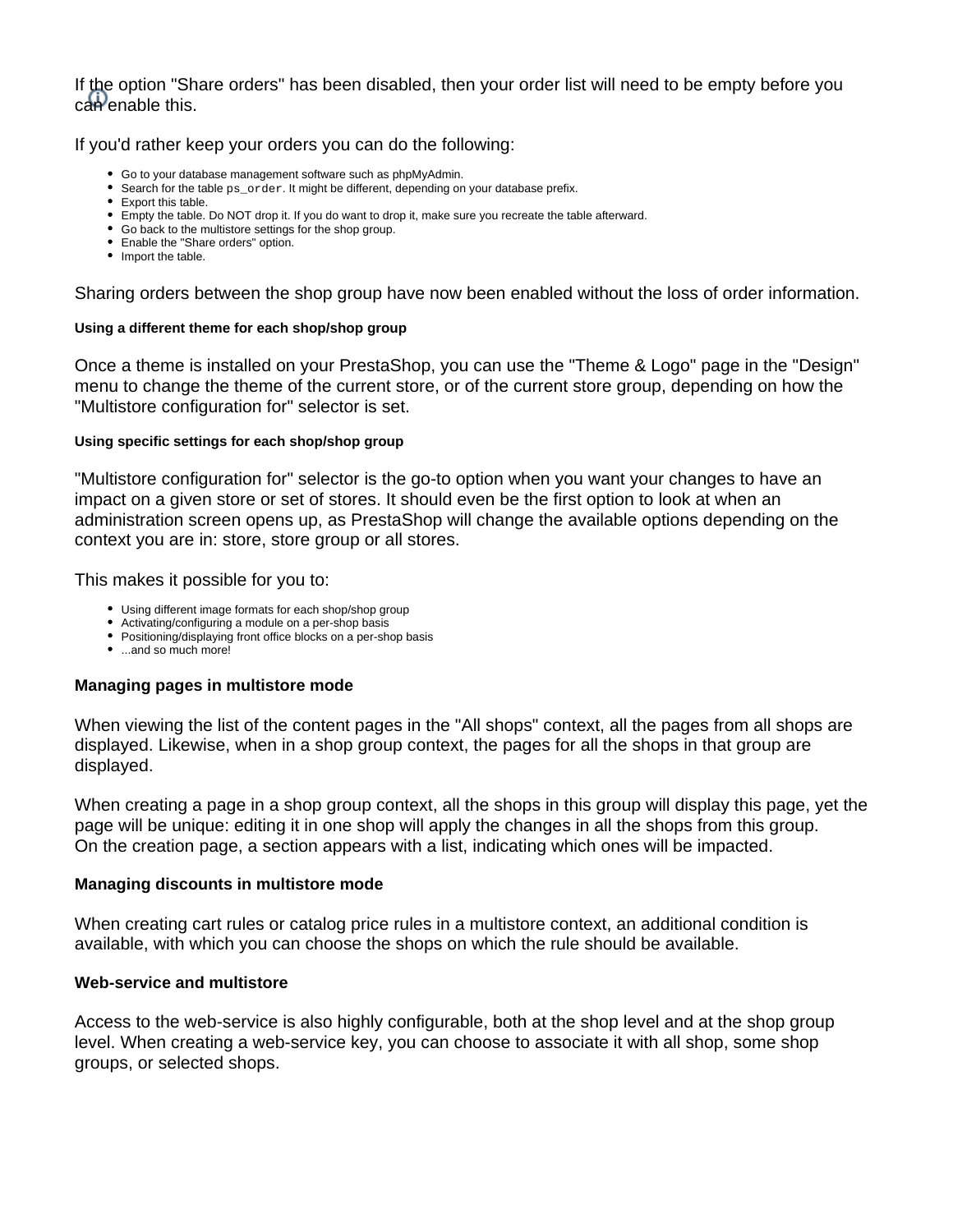If the option "Share orders" has been disabled, then your order list will need to be empty before you can enable this.

If you'd rather keep your orders you can do the following:

- Go to your database management software such as phpMyAdmin.
- Search for the table `ps_order`. It might be different, depending on your database prefix.
- Export this table.
- Empty the table. Do NOT drop it. If you do want to drop it, make sure you recreate the table afterward.
- Go back to the multistore settings for the shop group.
- Enable the "Share orders" option.
- Import the table.

Sharing orders between the shop group have now been enabled without the loss of order information.

##### Using a different theme for each shop/shop group

Once a theme is installed on your PrestaShop, you can use the "Theme & Logo" page in the "Design" menu to change the theme of the current store, or of the current store group, depending on how the "Multistore configuration for" selector is set.

##### Using specific settings for each shop/shop group

"Multistore configuration for" selector is the go-to option when you want your changes to have an impact on a given store or set of stores. It should even be the first option to look at when an administration screen opens up, as PrestaShop will change the available options depending on the context you are in: store, store group or all stores.

This makes it possible for you to:

- Using different image formats for each shop/shop group
- Activating/configuring a module on a per-shop basis
- Positioning/displaying front office blocks on a per-shop basis
- ...and so much more!

#### Managing pages in multistore mode

When viewing the list of the content pages in the "All shops" context, all the pages from all shops are displayed. Likewise, when in a shop group context, the pages for all the shops in that group are displayed.

When creating a page in a shop group context, all the shops in this group will display this page, yet the page will be unique: editing it in one shop will apply the changes in all the shops from this group.
On the creation page, a section appears with a list, indicating which ones will be impacted.

#### Managing discounts in multistore mode

When creating cart rules or catalog price rules in a multistore context, an additional condition is available, with which you can choose the shops on which the rule should be available.

#### Web-service and multistore

Access to the web-service is also highly configurable, both at the shop level and at the shop group level. When creating a web-service key, you can choose to associate it with all shop, some shop groups, or selected shops.